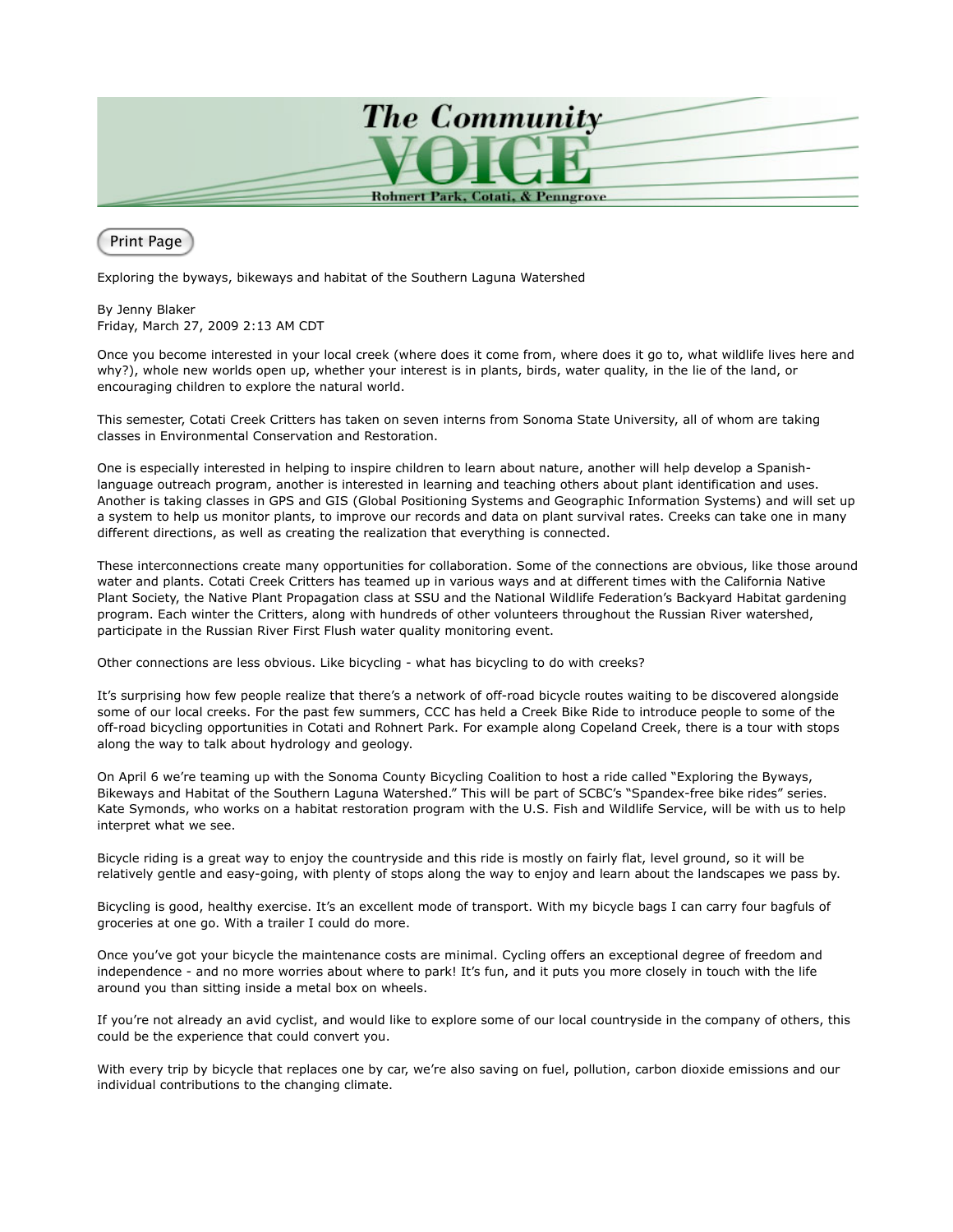# The Community VOICE

Rohnert Park, Cotati, & Penngrove

Print Page

Exploring the byways, bikeways and habitat of the Southern Laguna Watershed

By Jenny Blaker
Friday, March 27, 2009 2:13 AM CDT

Once you become interested in your local creek (where does it come from, where does it go to, what wildlife lives here and why?), whole new worlds open up, whether your interest is in plants, birds, water quality, in the lie of the land, or encouraging children to explore the natural world.

This semester, Cotati Creek Critters has taken on seven interns from Sonoma State University, all of whom are taking classes in Environmental Conservation and Restoration.

One is especially interested in helping to inspire children to learn about nature, another will help develop a Spanish-language outreach program, another is interested in learning and teaching others about plant identification and uses. Another is taking classes in GPS and GIS (Global Positioning Systems and Geographic Information Systems) and will set up a system to help us monitor plants, to improve our records and data on plant survival rates. Creeks can take one in many different directions, as well as creating the realization that everything is connected.

These interconnections create many opportunities for collaboration. Some of the connections are obvious, like those around water and plants. Cotati Creek Critters has teamed up in various ways and at different times with the California Native Plant Society, the Native Plant Propagation class at SSU and the National Wildlife Federation's Backyard Habitat gardening program. Each winter the Critters, along with hundreds of other volunteers throughout the Russian River watershed, participate in the Russian River First Flush water quality monitoring event.

Other connections are less obvious. Like bicycling - what has bicycling to do with creeks?

It's surprising how few people realize that there's a network of off-road bicycle routes waiting to be discovered alongside some of our local creeks. For the past few summers, CCC has held a Creek Bike Ride to introduce people to some of the off-road bicycling opportunities in Cotati and Rohnert Park. For example along Copeland Creek, there is a tour with stops along the way to talk about hydrology and geology.

On April 6 we're teaming up with the Sonoma County Bicycling Coalition to host a ride called "Exploring the Byways, Bikeways and Habitat of the Southern Laguna Watershed." This will be part of SCBC's "Spandex-free bike rides" series. Kate Symonds, who works on a habitat restoration program with the U.S. Fish and Wildlife Service, will be with us to help interpret what we see.

Bicycle riding is a great way to enjoy the countryside and this ride is mostly on fairly flat, level ground, so it will be relatively gentle and easy-going, with plenty of stops along the way to enjoy and learn about the landscapes we pass by.

Bicycling is good, healthy exercise. It's an excellent mode of transport. With my bicycle bags I can carry four bagfuls of groceries at one go. With a trailer I could do more.

Once you've got your bicycle the maintenance costs are minimal. Cycling offers an exceptional degree of freedom and independence - and no more worries about where to park! It's fun, and it puts you more closely in touch with the life around you than sitting inside a metal box on wheels.

If you're not already an avid cyclist, and would like to explore some of our local countryside in the company of others, this could be the experience that could convert you.

With every trip by bicycle that replaces one by car, we're also saving on fuel, pollution, carbon dioxide emissions and our individual contributions to the changing climate.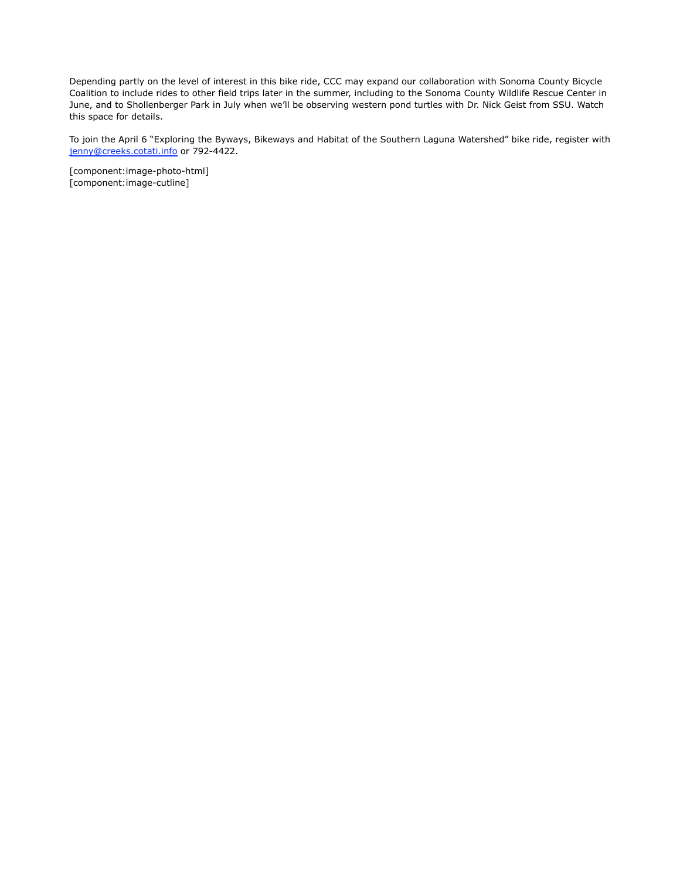Depending partly on the level of interest in this bike ride, CCC may expand our collaboration with Sonoma County Bicycle Coalition to include rides to other field trips later in the summer, including to the Sonoma County Wildlife Rescue Center in June, and to Shollenberger Park in July when we'll be observing western pond turtles with Dr. Nick Geist from SSU. Watch this space for details.

To join the April 6 "Exploring the Byways, Bikeways and Habitat of the Southern Laguna Watershed" bike ride, register with [jenny@creeks.cotati.info](mailto:jenny@creeks.cotati.info) or 792-4422.

[component:image-photo-html]
[component:image-cutline]